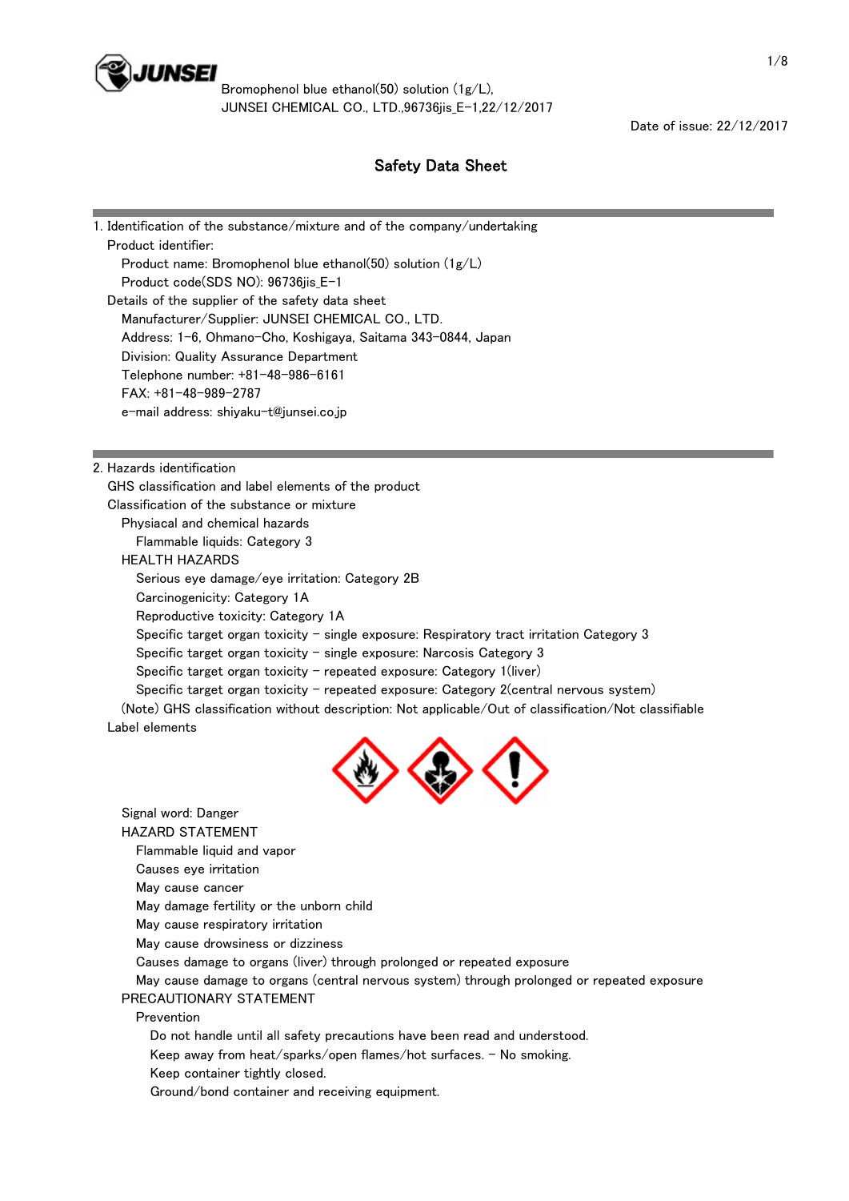Bromophenol blue ethanol(50) solution (1g/L),
JUNSEI CHEMICAL CO., LTD.,96736jis_E-1,22/12/2017

Date of issue: 22/12/2017

# Safety Data Sheet

## 1. Identification of the substance/mixture and of the company/undertaking

Product identifier:

- Product name: Bromophenol blue ethanol(50) solution (1g/L)
- Product code(SDS NO): 96736jis_E-1

Details of the supplier of the safety data sheet

- Manufacturer/Supplier: JUNSEI CHEMICAL CO., LTD.
- Address: 1-6, Ohmano-Cho, Koshigaya, Saitama 343-0844, Japan
- Division: Quality Assurance Department
- Telephone number: +81-48-986-6161
- FAX: +81-48-989-2787
- e-mail address: shiyaku-t@junsei.co.jp

## 2. Hazards identification

GHS classification and label elements of the product

Classification of the substance or mixture

Physiacal and chemical hazards

- Flammable liquids: Category 3

HEALTH HAZARDS

- Serious eye damage/eye irritation: Category 2B
- Carcinogenicity: Category 1A
- Reproductive toxicity: Category 1A
- Specific target organ toxicity - single exposure: Respiratory tract irritation Category 3
- Specific target organ toxicity - single exposure: Narcosis Category 3
- Specific target organ toxicity - repeated exposure: Category 1(liver)
- Specific target organ toxicity - repeated exposure: Category 2(central nervous system)

(Note) GHS classification without description: Not applicable/Out of classification/Not classifiable

Label elements

Signal word: Danger

HAZARD STATEMENT

- Flammable liquid and vapor
- Causes eye irritation
- May cause cancer
- May damage fertility or the unborn child
- May cause respiratory irritation
- May cause drowsiness or dizziness
- Causes damage to organs (liver) through prolonged or repeated exposure
- May cause damage to organs (central nervous system) through prolonged or repeated exposure

PRECAUTIONARY STATEMENT

Prevention

- Do not handle until all safety precautions have been read and understood.
- Keep away from heat/sparks/open flames/hot surfaces. - No smoking.
- Keep container tightly closed.
- Ground/bond container and receiving equipment.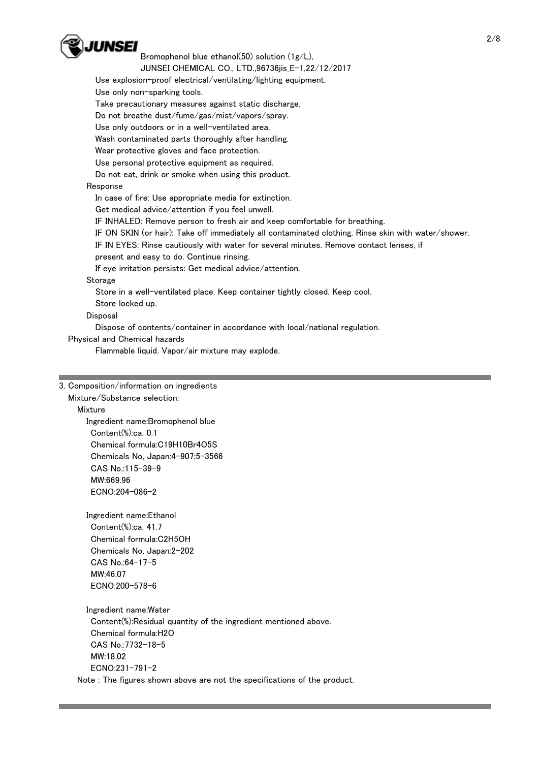Use explosion-proof electrical/ventilating/lighting equipment.
Use only non-sparking tools.
Take precautionary measures against static discharge.
Do not breathe dust/fume/gas/mist/vapors/spray.
Use only outdoors or in a well-ventilated area.
Wash contaminated parts thoroughly after handling.
Wear protective gloves and face protection.
Use personal protective equipment as required.
Do not eat, drink or smoke when using this product.

Response

In case of fire: Use appropriate media for extinction.
Get medical advice/attention if you feel unwell.
IF INHALED: Remove person to fresh air and keep comfortable for breathing.
IF ON SKIN (or hair): Take off immediately all contaminated clothing. Rinse skin with water/shower.
IF IN EYES: Rinse cautiously with water for several minutes. Remove contact lenses, if present and easy to do. Continue rinsing.
If eye irritation persists: Get medical advice/attention.

Storage

Store in a well-ventilated place. Keep container tightly closed. Keep cool.
Store locked up.

Disposal

Dispose of contents/container in accordance with local/national regulation.

Physical and Chemical hazards

Flammable liquid. Vapor/air mixture may explode.

## 3. Composition/information on ingredients

Mixture/Substance selection:

Mixture

Ingredient name:Bromophenol blue
Content(%):ca. 0.1
Chemical formula:$C_{19}H_{10}Br_4O_5S$
Chemicals No, Japan:4-907;5-3566
CAS No.:115-39-9
MW:669.96
ECNO:204-086-2

Ingredient name:Ethanol
Content(%):ca. 41.7
Chemical formula:$C_2H_5OH$
Chemicals No, Japan:2-202
CAS No.:64-17-5
MW:46.07
ECNO:200-578-6

Ingredient name:Water
Content(%):Residual quantity of the ingredient mentioned above.
Chemical formula:$H_2O$
CAS No.:7732-18-5
MW:18.02
ECNO:231-791-2

Note : The figures shown above are not the specifications of the product.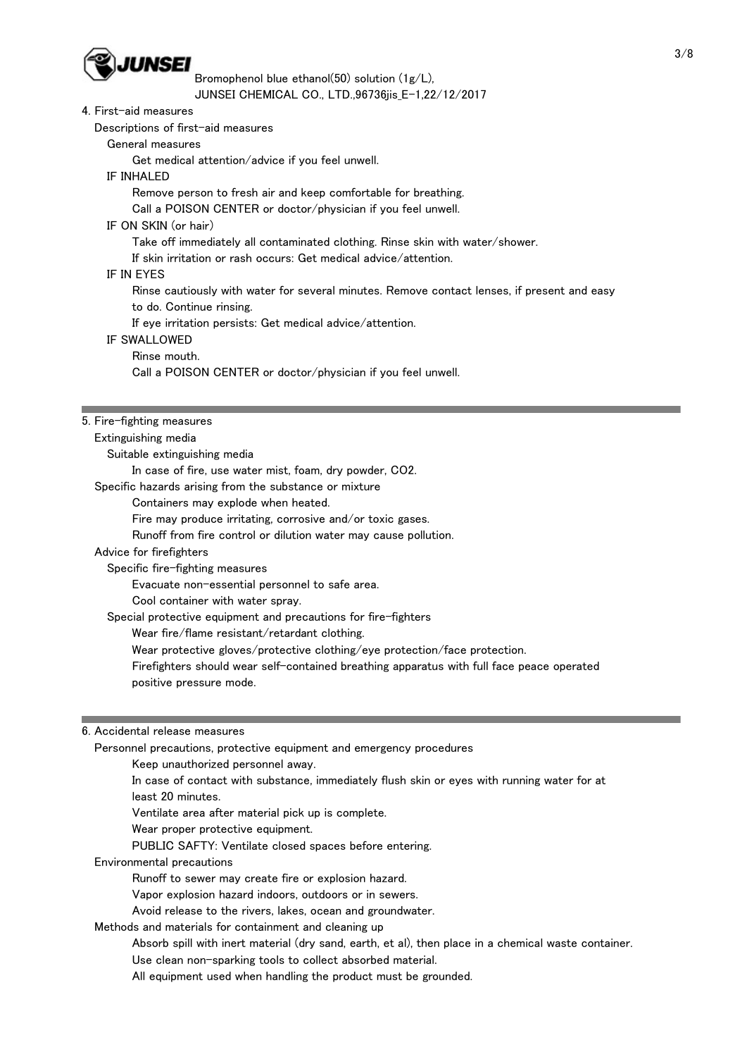## 4. First-aid measures

### Descriptions of first-aid measures

**General measures**

Get medical attention/advice if you feel unwell.

**IF INHALED**

Remove person to fresh air and keep comfortable for breathing.
Call a POISON CENTER or doctor/physician if you feel unwell.

**IF ON SKIN (or hair)**

Take off immediately all contaminated clothing. Rinse skin with water/shower.
If skin irritation or rash occurs: Get medical advice/attention.

**IF IN EYES**

Rinse cautiously with water for several minutes. Remove contact lenses, if present and easy to do. Continue rinsing.
If eye irritation persists: Get medical advice/attention.

**IF SWALLOWED**

Rinse mouth.
Call a POISON CENTER or doctor/physician if you feel unwell.

## 5. Fire-fighting measures

### Extinguishing media

**Suitable extinguishing media**

In case of fire, use water mist, foam, dry powder, $CO_2$.

### Specific hazards arising from the substance or mixture

Containers may explode when heated.
Fire may produce irritating, corrosive and/or toxic gases.
Runoff from fire control or dilution water may cause pollution.

### Advice for firefighters

**Specific fire-fighting measures**

Evacuate non-essential personnel to safe area.
Cool container with water spray.

**Special protective equipment and precautions for fire-fighters**

Wear fire/flame resistant/retardant clothing.
Wear protective gloves/protective clothing/eye protection/face protection.
Firefighters should wear self-contained breathing apparatus with full face peace operated positive pressure mode.

## 6. Accidental release measures

### Personnel precautions, protective equipment and emergency procedures

Keep unauthorized personnel away.
In case of contact with substance, immediately flush skin or eyes with running water for at least 20 minutes.
Ventilate area after material pick up is complete.
Wear proper protective equipment.
PUBLIC SAFTY: Ventilate closed spaces before entering.

### Environmental precautions

Runoff to sewer may create fire or explosion hazard.
Vapor explosion hazard indoors, outdoors or in sewers.
Avoid release to the rivers, lakes, ocean and groundwater.

### Methods and materials for containment and cleaning up

Absorb spill with inert material (dry sand, earth, et al), then place in a chemical waste container.
Use clean non-sparking tools to collect absorbed material.
All equipment used when handling the product must be grounded.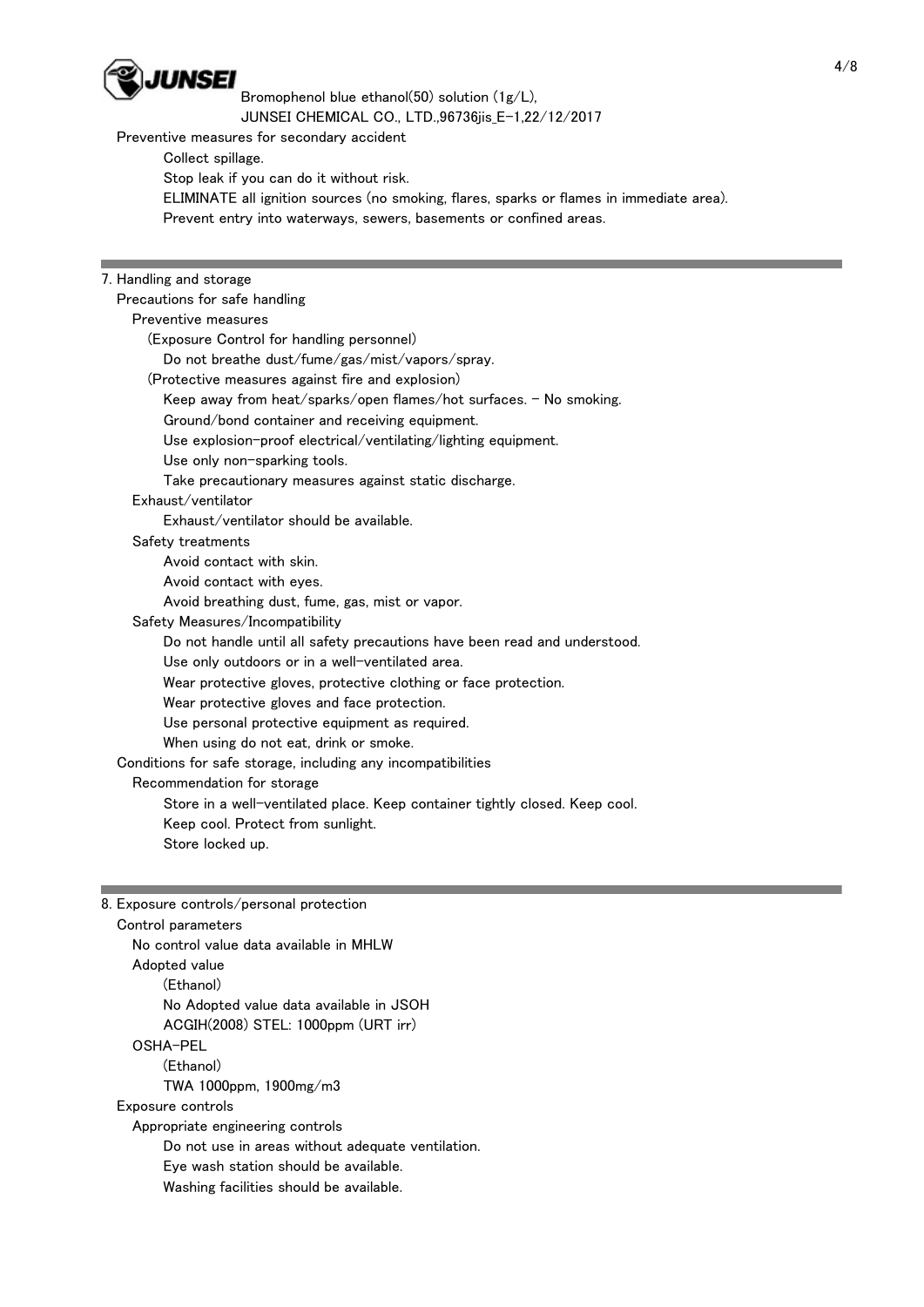Preventive measures for secondary accident

Collect spillage.

Stop leak if you can do it without risk.

ELIMINATE all ignition sources (no smoking, flares, sparks or flames in immediate area).

Prevent entry into waterways, sewers, basements or confined areas.

## 7. Handling and storage

### Precautions for safe handling

#### Preventive measures

(Exposure Control for handling personnel)

Do not breathe dust/fume/gas/mist/vapors/spray.

(Protective measures against fire and explosion)

Keep away from heat/sparks/open flames/hot surfaces. - No smoking.

Ground/bond container and receiving equipment.

Use explosion-proof electrical/ventilating/lighting equipment.

Use only non-sparking tools.

Take precautionary measures against static discharge.

#### Exhaust/ventilator

Exhaust/ventilator should be available.

#### Safety treatments

Avoid contact with skin.

Avoid contact with eyes.

Avoid breathing dust, fume, gas, mist or vapor.

#### Safety Measures/Incompatibility

Do not handle until all safety precautions have been read and understood.

Use only outdoors or in a well-ventilated area.

Wear protective gloves, protective clothing or face protection.

Wear protective gloves and face protection.

Use personal protective equipment as required.

When using do not eat, drink or smoke.

### Conditions for safe storage, including any incompatibilities

#### Recommendation for storage

Store in a well-ventilated place. Keep container tightly closed. Keep cool.

Keep cool. Protect from sunlight.

Store locked up.

## 8. Exposure controls/personal protection

### Control parameters

No control value data available in MHLW

#### Adopted value

(Ethanol)

No Adopted value data available in JSOH

ACGIH(2008) STEL: 1000ppm (URT irr)

#### OSHA-PEL

(Ethanol)

TWA 1000ppm, 1900mg/m3

### Exposure controls

#### Appropriate engineering controls

Do not use in areas without adequate ventilation.

Eye wash station should be available.

Washing facilities should be available.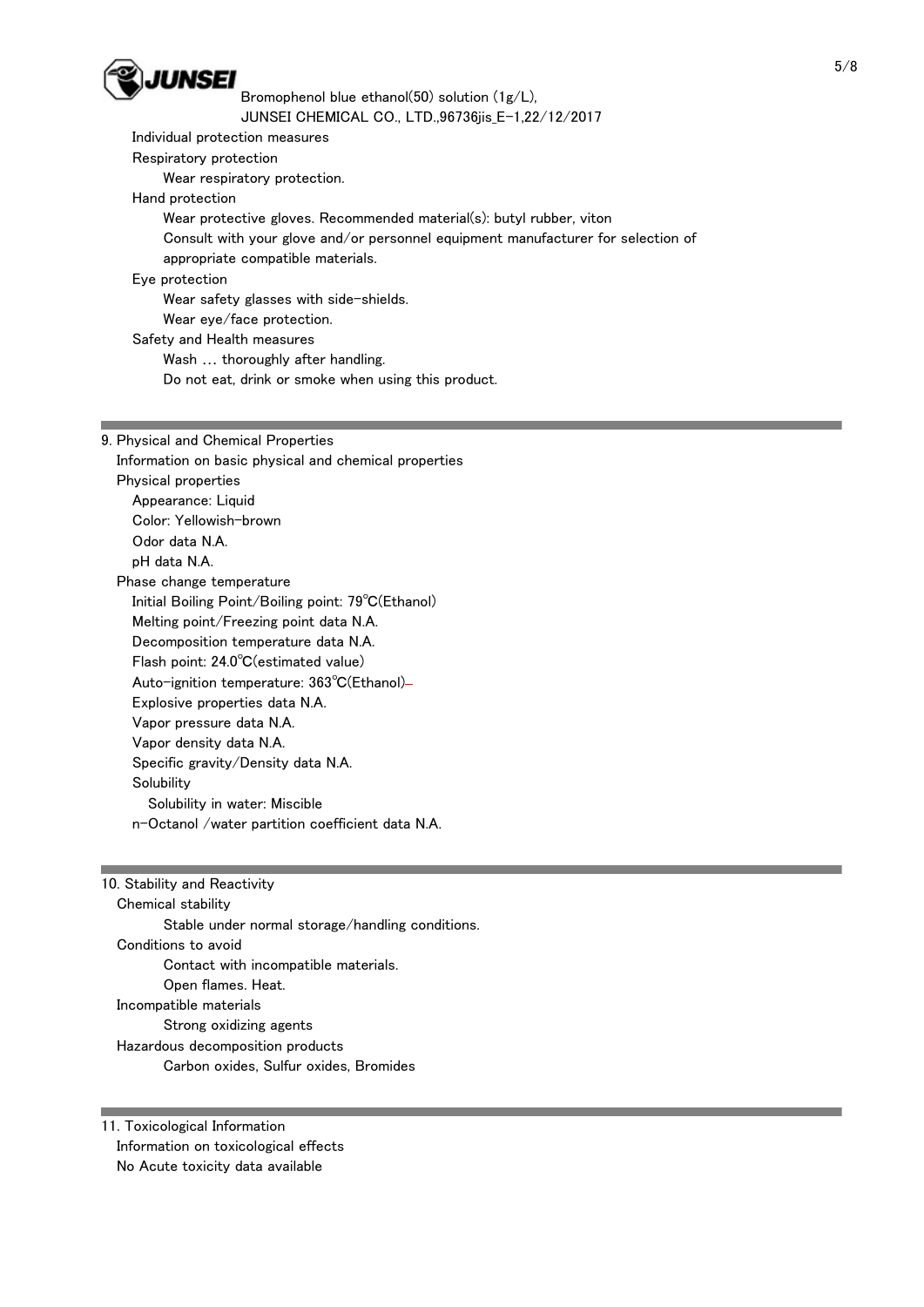Individual protection measures

Respiratory protection

Wear respiratory protection.

Hand protection

Wear protective gloves. Recommended material(s): butyl rubber, viton

Consult with your glove and/or personnel equipment manufacturer for selection of appropriate compatible materials.

Eye protection

Wear safety glasses with side-shields.

Wear eye/face protection.

Safety and Health measures

Wash … thoroughly after handling.

Do not eat, drink or smoke when using this product.

## 9. Physical and Chemical Properties

Information on basic physical and chemical properties

Physical properties

Appearance: Liquid

Color: Yellowish-brown

Odor data N.A.

pH data N.A.

Phase change temperature

Initial Boiling Point/Boiling point: 79℃(Ethanol)

Melting point/Freezing point data N.A.

Decomposition temperature data N.A.

Flash point: 24.0℃(estimated value)

Auto-ignition temperature: 363℃(Ethanol)–

Explosive properties data N.A.

Vapor pressure data N.A.

Vapor density data N.A.

Specific gravity/Density data N.A.

Solubility

Solubility in water: Miscible

n-Octanol /water partition coefficient data N.A.

## 10. Stability and Reactivity

Chemical stability

Stable under normal storage/handling conditions.

Conditions to avoid

Contact with incompatible materials.

Open flames. Heat.

Incompatible materials

Strong oxidizing agents

Hazardous decomposition products

Carbon oxides, Sulfur oxides, Bromides

## 11. Toxicological Information

Information on toxicological effects

No Acute toxicity data available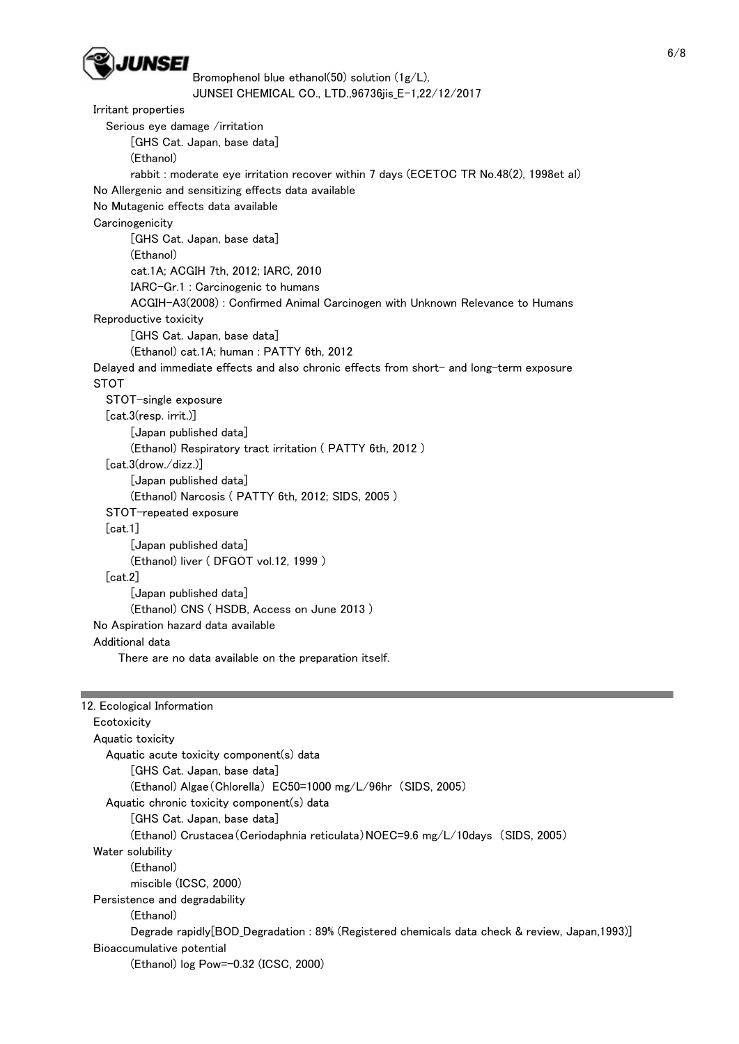Irritant properties

Serious eye damage /irritation

[GHS Cat. Japan, base data]

(Ethanol)

rabbit : moderate eye irritation recover within 7 days (ECETOC TR No.48(2), 1998et al)

No Allergenic and sensitizing effects data available

No Mutagenic effects data available

Carcinogenicity

[GHS Cat. Japan, base data]

(Ethanol)

cat.1A; ACGIH 7th, 2012; IARC, 2010

IARC-Gr.1 : Carcinogenic to humans

ACGIH-A3(2008) : Confirmed Animal Carcinogen with Unknown Relevance to Humans

Reproductive toxicity

[GHS Cat. Japan, base data]

(Ethanol) cat.1A; human : PATTY 6th, 2012

Delayed and immediate effects and also chronic effects from short- and long-term exposure

STOT

STOT-single exposure

[cat.3(resp. irrit.)]

[Japan published data]

(Ethanol) Respiratory tract irritation ( PATTY 6th, 2012 )

[cat.3(drow./dizz.)]

[Japan published data]

(Ethanol) Narcosis ( PATTY 6th, 2012; SIDS, 2005 )

STOT-repeated exposure

[cat.1]

[Japan published data]

(Ethanol) liver ( DFGOT vol.12, 1999 )

[cat.2]

[Japan published data]

(Ethanol) CNS ( HSDB, Access on June 2013 )

No Aspiration hazard data available

Additional data

There are no data available on the preparation itself.

## 12. Ecological Information

Ecotoxicity

Aquatic toxicity

Aquatic acute toxicity component(s) data

[GHS Cat. Japan, base data]

(Ethanol) Algae（Chlorella） EC50=1000 mg/L/96hr （SIDS, 2005）

Aquatic chronic toxicity component(s) data

[GHS Cat. Japan, base data]

(Ethanol) Crustacea（Ceriodaphnia reticulata）NOEC=9.6 mg/L/10days （SIDS, 2005）

Water solubility

(Ethanol)

miscible (ICSC, 2000)

Persistence and degradability

(Ethanol)

Degrade rapidly[BOD_Degradation : 89% (Registered chemicals data check & review, Japan,1993)]

Bioaccumulative potential

(Ethanol) log Pow=-0.32 (ICSC, 2000)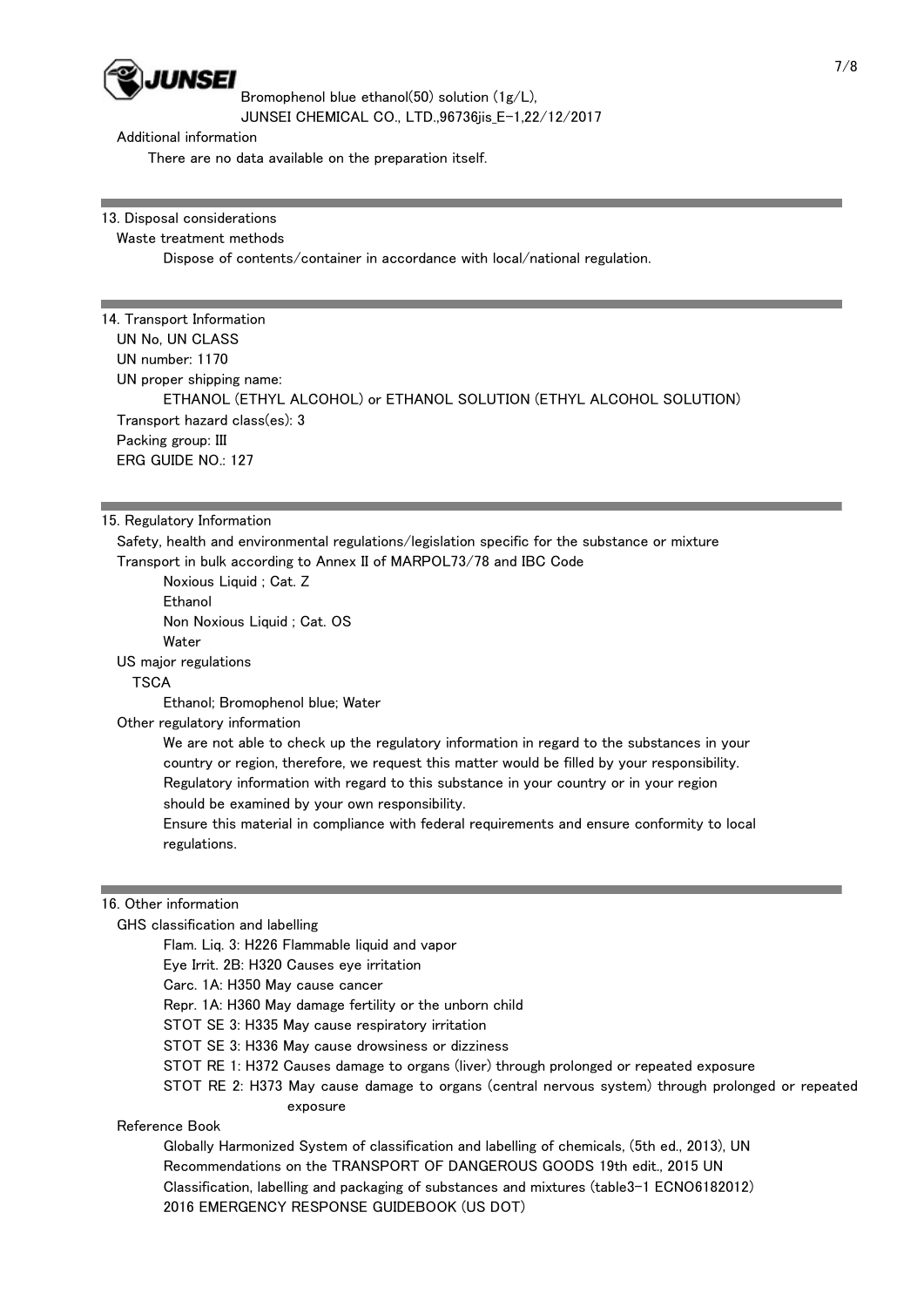Additional information

There are no data available on the preparation itself.

## 13. Disposal considerations

Waste treatment methods

Dispose of contents/container in accordance with local/national regulation.

## 14. Transport Information

UN No, UN CLASS

UN number: 1170

UN proper shipping name:

ETHANOL (ETHYL ALCOHOL) or ETHANOL SOLUTION (ETHYL ALCOHOL SOLUTION)

Transport hazard class(es): 3

Packing group: III

ERG GUIDE NO.: 127

## 15. Regulatory Information

Safety, health and environmental regulations/legislation specific for the substance or mixture

Transport in bulk according to Annex II of MARPOL73/78 and IBC Code

Noxious Liquid ; Cat. Z

Ethanol

Non Noxious Liquid ; Cat. OS

Water

US major regulations

TSCA

Ethanol; Bromophenol blue; Water

Other regulatory information

We are not able to check up the regulatory information in regard to the substances in your country or region, therefore, we request this matter would be filled by your responsibility.
Regulatory information with regard to this substance in your country or in your region should be examined by your own responsibility.
Ensure this material in compliance with federal requirements and ensure conformity to local regulations.

## 16. Other information

GHS classification and labelling

Flam. Liq. 3: H226 Flammable liquid and vapor
Eye Irrit. 2B: H320 Causes eye irritation
Carc. 1A: H350 May cause cancer
Repr. 1A: H360 May damage fertility or the unborn child
STOT SE 3: H335 May cause respiratory irritation
STOT SE 3: H336 May cause drowsiness or dizziness
STOT RE 1: H372 Causes damage to organs (liver) through prolonged or repeated exposure
STOT RE 2: H373 May cause damage to organs (central nervous system) through prolonged or repeated exposure

Reference Book

Globally Harmonized System of classification and labelling of chemicals, (5th ed., 2013), UN
Recommendations on the TRANSPORT OF DANGEROUS GOODS 19th edit., 2015 UN
Classification, labelling and packaging of substances and mixtures (table3-1 ECNO6182012)
2016 EMERGENCY RESPONSE GUIDEBOOK (US DOT)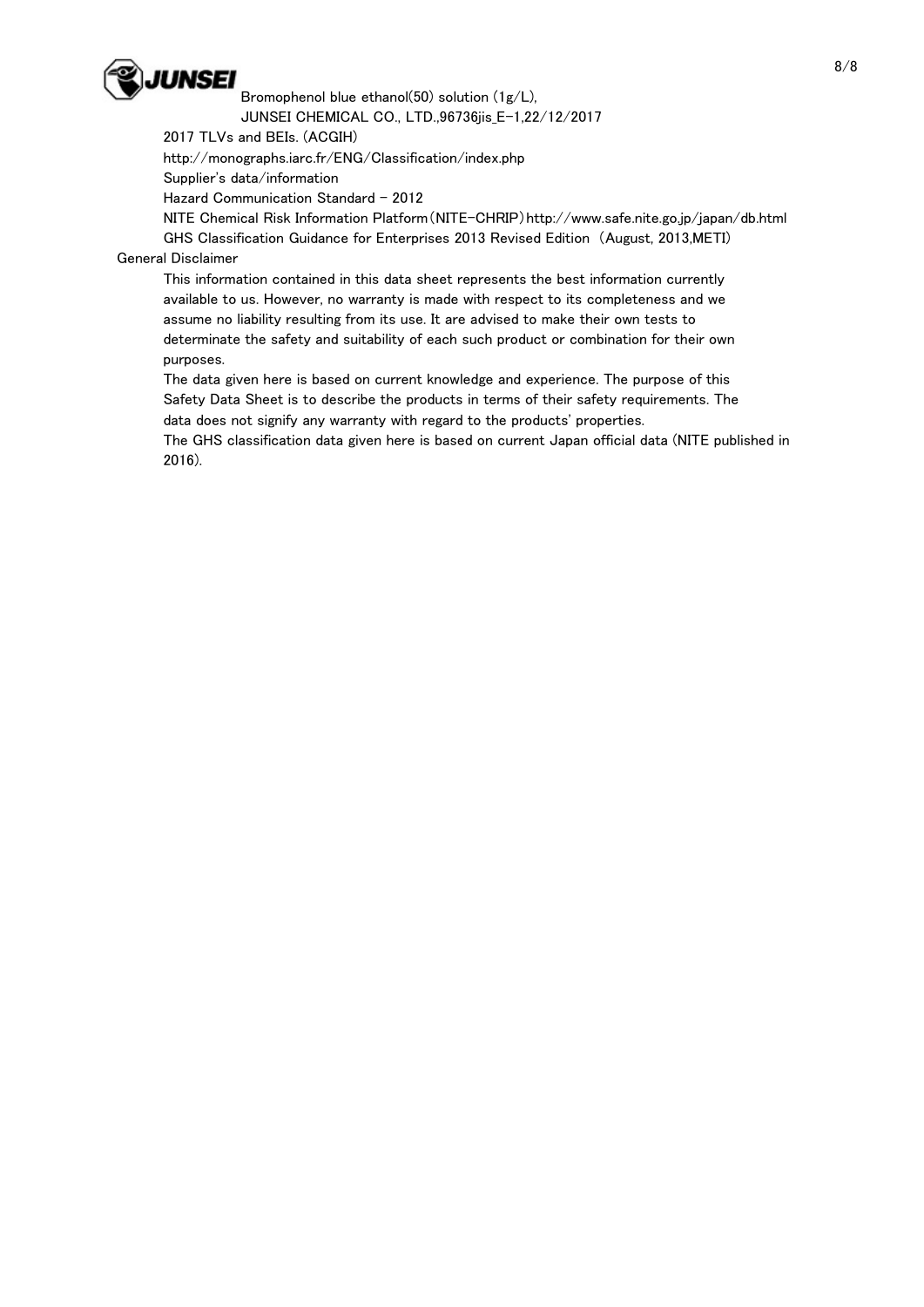Bromophenol blue ethanol(50) solution (1g/L),
JUNSEI CHEMICAL CO., LTD.,96736jis_E-1,22/12/2017

2017 TLVs and BEIs. (ACGIH)

http://monographs.iarc.fr/ENG/Classification/index.php

Supplier's data/information

Hazard Communication Standard - 2012

NITE Chemical Risk Information Platform(NITE-CHRIP)http://www.safe.nite.go.jp/japan/db.html

GHS Classification Guidance for Enterprises 2013 Revised Edition (August, 2013,METI)

General Disclaimer

This information contained in this data sheet represents the best information currently available to us. However, no warranty is made with respect to its completeness and we assume no liability resulting from its use. It are advised to make their own tests to determinate the safety and suitability of each such product or combination for their own purposes.

The data given here is based on current knowledge and experience. The purpose of this Safety Data Sheet is to describe the products in terms of their safety requirements. The data does not signify any warranty with regard to the products' properties.

The GHS classification data given here is based on current Japan official data (NITE published in 2016).